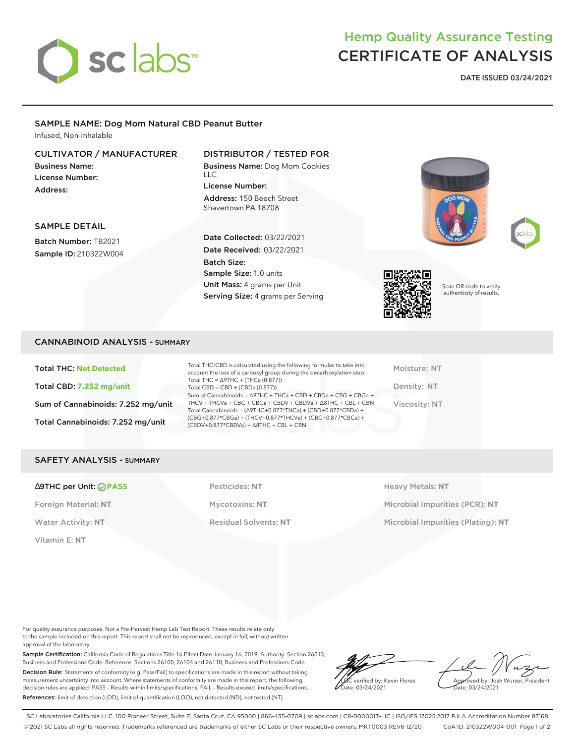# Hemp Quality Assurance Testing
# CERTIFICATE OF ANALYSIS

**DATE ISSUED 03/24/2021**

## SAMPLE NAME: Dog Mom Natural CBD Peanut Butter

Infused, Non-Inhalable

### CULTIVATOR / MANUFACTURER

**Business Name:**
**License Number:**
**Address:**

### DISTRIBUTOR / TESTED FOR

**Business Name:** Dog Mom Cookies LLC
**License Number:**
**Address:** 150 Beech Street Shavertown PA 18708

### SAMPLE DETAIL

**Batch Number:** TB2021
**Sample ID:** 210322W004

**Date Collected:** 03/22/2021
**Date Received:** 03/22/2021
**Batch Size:**
**Sample Size:** 1.0 units
**Unit Mass:** 4 grams per Unit
**Serving Size:** 4 grams per Serving

Scan QR code to verify authenticity of results.

## CANNABINOID ANALYSIS - SUMMARY

**Total THC: Not Detected**

**Total CBD: 7.252 mg/unit**

**Sum of Cannabinoids: 7.252 mg/unit**

**Total Cannabinoids: 7.252 mg/unit**

Total THC/CBD is calculated using the following formulas to take into account the loss of a carboxyl group during the decarboxylation step:
Total THC = Δ9THC + (THCa (0.877))
Total CBD = CBD + (CBDa (0.877))
Sum of Cannabinoids = Δ9THC + THCa + CBD + CBDa + CBG + CBGa + THCV + THCVa + CBC + CBCa + CBDV + CBDVa + Δ8THC + CBL + CBN
Total Cannabinoids = (Δ9THC+0.877*THCa) + (CBD+0.877*CBDa) + (CBG+0.877*CBGa) + (THCV+0.877*THCVa) + (CBC+0.877*CBCa) + (CBDV+0.877*CBDVa) + Δ8THC + CBL + CBN

Moisture: NT
Density: NT
Viscosity: NT

## SAFETY ANALYSIS - SUMMARY

**Δ9THC per Unit: PASS**
Foreign Material: NT
Water Activity: NT
Vitamin E: NT

Pesticides: NT
Mycotoxins: NT
Residual Solvents: NT

Heavy Metals: NT
Microbial Impurities (PCR): NT
Microbial Impurities (Plating): NT

For quality assurance purposes. Not a Pre-Harvest Hemp Lab Test Report. These results relate only to the sample included on this report. This report shall not be reproduced, except in full, without written approval of the laboratory.

**Sample Certification:** California Code of Regulations Title 16 Effect Date January 16, 2019. Authority: Section 26013, Business and Professions Code. Reference: Sections 26100, 26104 and 26110, Business and Professions Code.

**Decision Rule:** Statements of conformity (e.g. Pass/Fail) to specifications are made in this report without taking measurement uncertainty into account. Where statements of conformity are made in this report, the following decision rules are applied: PASS – Results within limits/specifications, FAIL – Results exceed limits/specifications.

**References:** limit of detection (LOD), limit of quantification (LOQ), not detected (ND), not tested (NT)

LQC verified by: Kevin Flores
Date: 03/24/2021

Approved by: Josh Wurzer, President
Date: 03/24/2021

SC Laboratories California LLC. 100 Pioneer Street, Suite E, Santa Cruz, CA 95060 | 866-435-0709 | sclabs.com | C8-0000013-LIC | ISO/IES 17025:2017 PJLA Accreditation Number 87168
© 2021 SC Labs all rights reserved. Trademarks referenced are trademarks of either SC Labs or their respective owners. MKT0003 REV6 12/20 CoA ID: 210322W004-001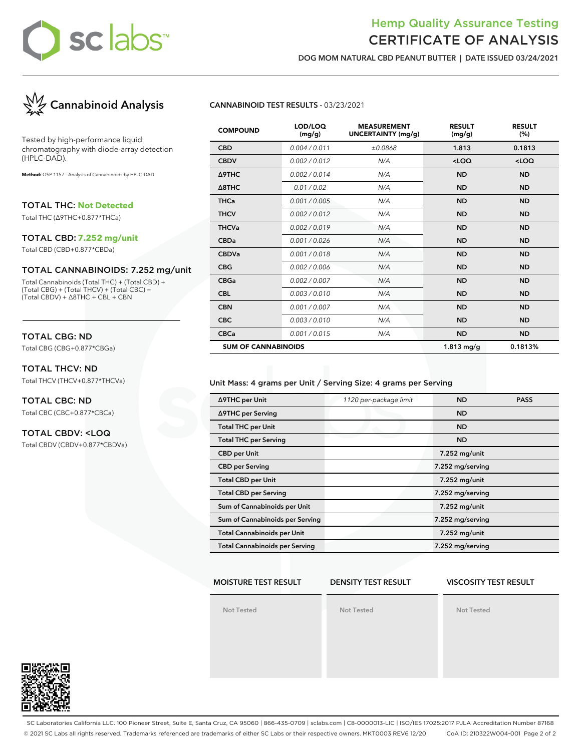# Hemp Quality Assurance Testing
# CERTIFICATE OF ANALYSIS

**DOG MOM NATURAL CBD PEANUT BUTTER | DATE ISSUED 03/24/2021**

## Cannabinoid Analysis

Tested by high-performance liquid chromatography with diode-array detection (HPLC-DAD).

**Method:** QSP 1157 - Analysis of Cannabinoids by HPLC-DAD

### TOTAL THC: Not Detected

Total THC (Δ9THC+0.877*THCa)

### TOTAL CBD: 7.252 mg/unit

Total CBD (CBD+0.877*CBDa)

### TOTAL CANNABINOIDS: 7.252 mg/unit

Total Cannabinoids (Total THC) + (Total CBD) + (Total CBG) + (Total THCV) + (Total CBC) + (Total CBDV) + Δ8THC + CBL + CBN

### TOTAL CBG: ND

Total CBG (CBG+0.877*CBGa)

### TOTAL THCV: ND

Total THCV (THCV+0.877*THCVa)

### TOTAL CBC: ND

Total CBC (CBC+0.877*CBCa)

### TOTAL CBDV: <LOQ

Total CBDV (CBDV+0.877*CBDVa)

**CANNABINOID TEST RESULTS** - 03/23/2021

| COMPOUND | LOD/LOQ (mg/g) | MEASUREMENT UNCERTAINTY (mg/g) | RESULT (mg/g) | RESULT (%) |
|---|---|---|---|---|
| CBD | 0.004 / 0.011 | ±0.0868 | 1.813 | 0.1813 |
| CBDV | 0.002 / 0.012 | N/A | <LOQ | <LOQ |
| Δ9THC | 0.002 / 0.014 | N/A | ND | ND |
| Δ8THC | 0.01 / 0.02 | N/A | ND | ND |
| THCa | 0.001 / 0.005 | N/A | ND | ND |
| THCV | 0.002 / 0.012 | N/A | ND | ND |
| THCVa | 0.002 / 0.019 | N/A | ND | ND |
| CBDa | 0.001 / 0.026 | N/A | ND | ND |
| CBDVa | 0.001 / 0.018 | N/A | ND | ND |
| CBG | 0.002 / 0.006 | N/A | ND | ND |
| CBGa | 0.002 / 0.007 | N/A | ND | ND |
| CBL | 0.003 / 0.010 | N/A | ND | ND |
| CBN | 0.001 / 0.007 | N/A | ND | ND |
| CBC | 0.003 / 0.010 | N/A | ND | ND |
| CBCa | 0.001 / 0.015 | N/A | ND | ND |
| **SUM OF CANNABINOIDS** | | | **1.813 mg/g** | **0.1813%** |

Unit Mass: 4 grams per Unit / Serving Size: 4 grams per Serving

| | | | |
|---|---|---|---|
| Δ9THC per Unit | 1120 per-package limit | ND | PASS |
| Δ9THC per Serving | | ND | |
| Total THC per Unit | | ND | |
| Total THC per Serving | | ND | |
| CBD per Unit | | 7.252 mg/unit | |
| CBD per Serving | | 7.252 mg/serving | |
| Total CBD per Unit | | 7.252 mg/unit | |
| Total CBD per Serving | | 7.252 mg/serving | |
| Sum of Cannabinoids per Unit | | 7.252 mg/unit | |
| Sum of Cannabinoids per Serving | | 7.252 mg/serving | |
| Total Cannabinoids per Unit | | 7.252 mg/unit | |
| Total Cannabinoids per Serving | | 7.252 mg/serving | |

| MOISTURE TEST RESULT | DENSITY TEST RESULT | VISCOSITY TEST RESULT |
|---|---|---|
| Not Tested | Not Tested | Not Tested |

SC Laboratories California LLC. 100 Pioneer Street, Suite E, Santa Cruz, CA 95060 | 866-435-0709 | sclabs.com | C8-0000013-LIC | ISO/IES 17025:2017 PJLA Accreditation Number 87168

© 2021 SC Labs all rights reserved. Trademarks referenced are trademarks of either SC Labs or their respective owners. MKT0003 REV6 12/20 CoA ID: 210322W004-001